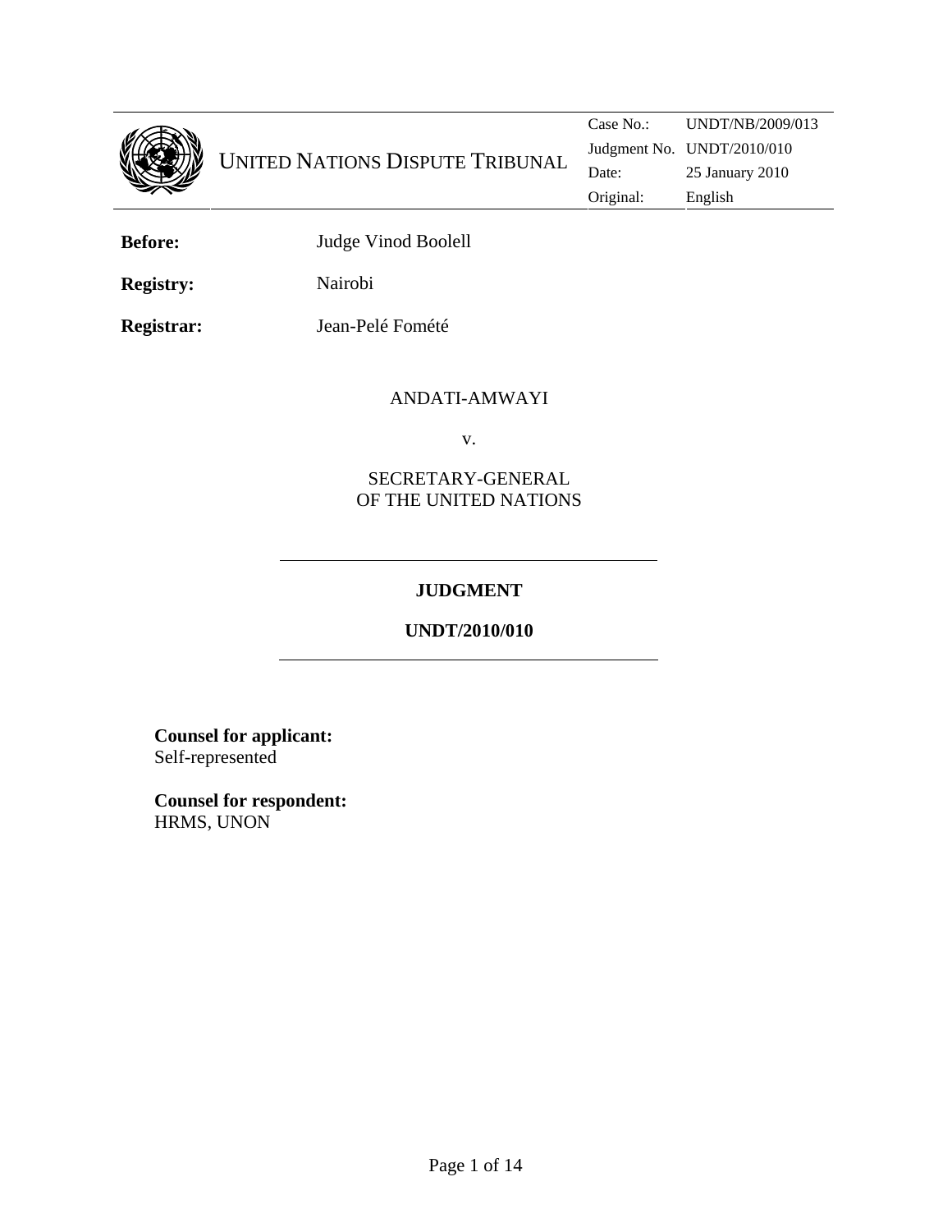UNITED NATIONS DISPUTE TRIBUNAL

| | |
|---|---|
| Case No.: | UNDT/NB/2009/013 |
| Judgment No. | UNDT/2010/010 |
| Date: | 25 January 2010 |
| Original: | English |

**Before:** Judge Vinod Boolell

**Registry:** Nairobi

**Registrar:** Jean-Pelé Fomété

ANDATI-AMWAYI

v.

SECRETARY-GENERAL
OF THE UNITED NATIONS

---

**JUDGMENT**

**UNDT/2010/010**

---

**Counsel for applicant:**
Self-represented

**Counsel for respondent:**
HRMS, UNON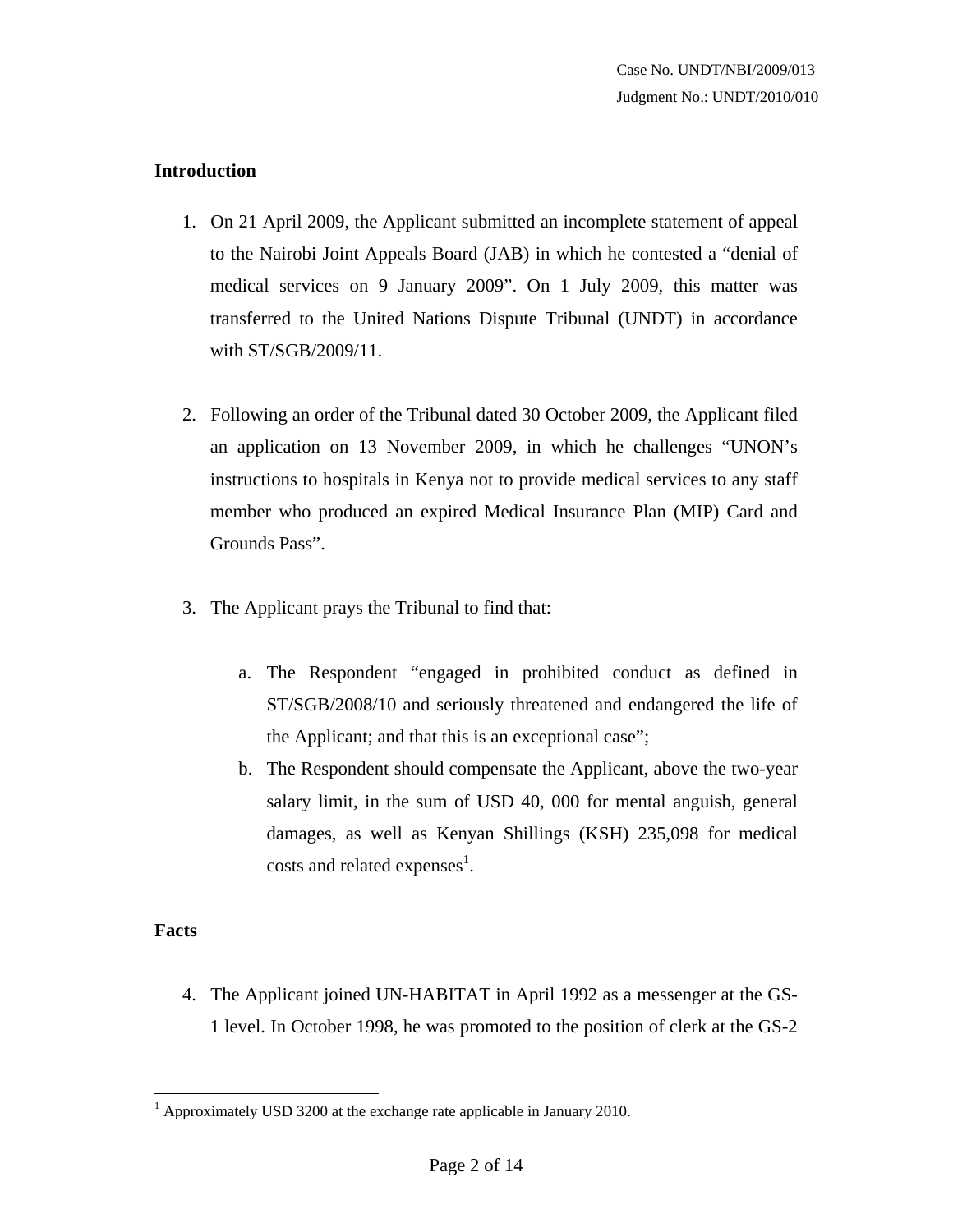## Introduction

1. On 21 April 2009, the Applicant submitted an incomplete statement of appeal to the Nairobi Joint Appeals Board (JAB) in which he contested a "denial of medical services on 9 January 2009". On 1 July 2009, this matter was transferred to the United Nations Dispute Tribunal (UNDT) in accordance with ST/SGB/2009/11.

2. Following an order of the Tribunal dated 30 October 2009, the Applicant filed an application on 13 November 2009, in which he challenges "UNON's instructions to hospitals in Kenya not to provide medical services to any staff member who produced an expired Medical Insurance Plan (MIP) Card and Grounds Pass".

3. The Applicant prays the Tribunal to find that:

   a. The Respondent "engaged in prohibited conduct as defined in ST/SGB/2008/10 and seriously threatened and endangered the life of the Applicant; and that this is an exceptional case";
   b. The Respondent should compensate the Applicant, above the two-year salary limit, in the sum of USD 40, 000 for mental anguish, general damages, as well as Kenyan Shillings (KSH) 235,098 for medical costs and related expenses[1].

## Facts

4. The Applicant joined UN-HABITAT in April 1992 as a messenger at the GS-1 level. In October 1998, he was promoted to the position of clerk at the GS-2

---

[1] Approximately USD 3200 at the exchange rate applicable in January 2010.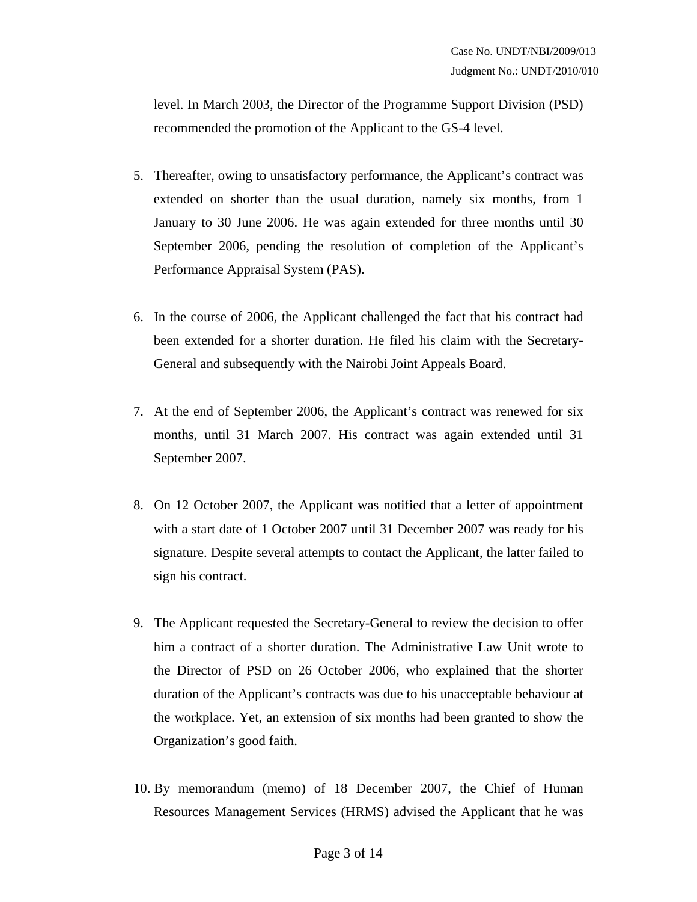level. In March 2003, the Director of the Programme Support Division (PSD) recommended the promotion of the Applicant to the GS-4 level.

5. Thereafter, owing to unsatisfactory performance, the Applicant's contract was extended on shorter than the usual duration, namely six months, from 1 January to 30 June 2006. He was again extended for three months until 30 September 2006, pending the resolution of completion of the Applicant's Performance Appraisal System (PAS).

6. In the course of 2006, the Applicant challenged the fact that his contract had been extended for a shorter duration. He filed his claim with the Secretary-General and subsequently with the Nairobi Joint Appeals Board.

7. At the end of September 2006, the Applicant's contract was renewed for six months, until 31 March 2007. His contract was again extended until 31 September 2007.

8. On 12 October 2007, the Applicant was notified that a letter of appointment with a start date of 1 October 2007 until 31 December 2007 was ready for his signature. Despite several attempts to contact the Applicant, the latter failed to sign his contract.

9. The Applicant requested the Secretary-General to review the decision to offer him a contract of a shorter duration. The Administrative Law Unit wrote to the Director of PSD on 26 October 2006, who explained that the shorter duration of the Applicant's contracts was due to his unacceptable behaviour at the workplace. Yet, an extension of six months had been granted to show the Organization's good faith.

10. By memorandum (memo) of 18 December 2007, the Chief of Human Resources Management Services (HRMS) advised the Applicant that he was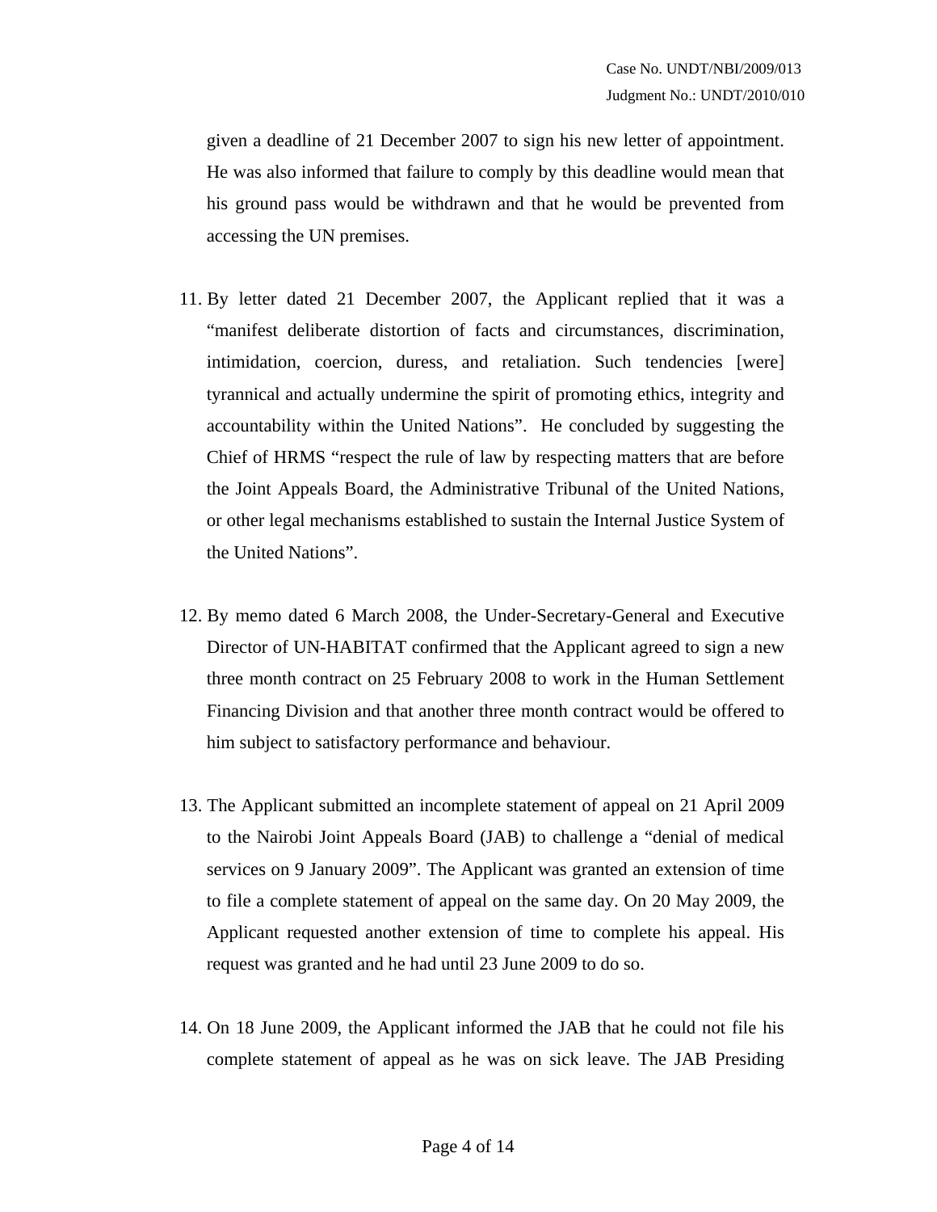given a deadline of 21 December 2007 to sign his new letter of appointment. He was also informed that failure to comply by this deadline would mean that his ground pass would be withdrawn and that he would be prevented from accessing the UN premises.

11. By letter dated 21 December 2007, the Applicant replied that it was a "manifest deliberate distortion of facts and circumstances, discrimination, intimidation, coercion, duress, and retaliation. Such tendencies [were] tyrannical and actually undermine the spirit of promoting ethics, integrity and accountability within the United Nations". He concluded by suggesting the Chief of HRMS "respect the rule of law by respecting matters that are before the Joint Appeals Board, the Administrative Tribunal of the United Nations, or other legal mechanisms established to sustain the Internal Justice System of the United Nations".

12. By memo dated 6 March 2008, the Under-Secretary-General and Executive Director of UN-HABITAT confirmed that the Applicant agreed to sign a new three month contract on 25 February 2008 to work in the Human Settlement Financing Division and that another three month contract would be offered to him subject to satisfactory performance and behaviour.

13. The Applicant submitted an incomplete statement of appeal on 21 April 2009 to the Nairobi Joint Appeals Board (JAB) to challenge a "denial of medical services on 9 January 2009". The Applicant was granted an extension of time to file a complete statement of appeal on the same day. On 20 May 2009, the Applicant requested another extension of time to complete his appeal. His request was granted and he had until 23 June 2009 to do so.

14. On 18 June 2009, the Applicant informed the JAB that he could not file his complete statement of appeal as he was on sick leave. The JAB Presiding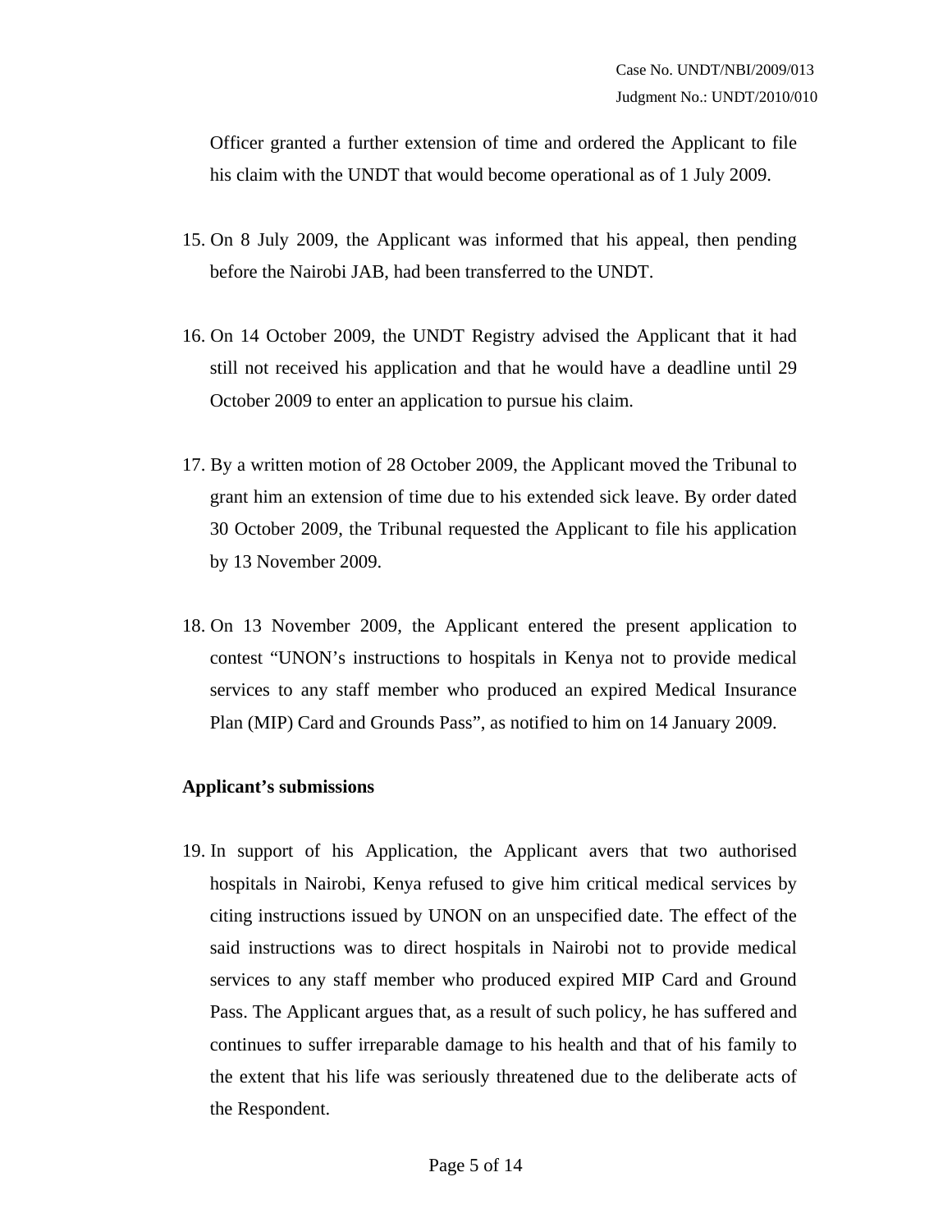Officer granted a further extension of time and ordered the Applicant to file his claim with the UNDT that would become operational as of 1 July 2009.

15. On 8 July 2009, the Applicant was informed that his appeal, then pending before the Nairobi JAB, had been transferred to the UNDT.

16. On 14 October 2009, the UNDT Registry advised the Applicant that it had still not received his application and that he would have a deadline until 29 October 2009 to enter an application to pursue his claim.

17. By a written motion of 28 October 2009, the Applicant moved the Tribunal to grant him an extension of time due to his extended sick leave. By order dated 30 October 2009, the Tribunal requested the Applicant to file his application by 13 November 2009.

18. On 13 November 2009, the Applicant entered the present application to contest "UNON's instructions to hospitals in Kenya not to provide medical services to any staff member who produced an expired Medical Insurance Plan (MIP) Card and Grounds Pass", as notified to him on 14 January 2009.

**Applicant's submissions**

19. In support of his Application, the Applicant avers that two authorised hospitals in Nairobi, Kenya refused to give him critical medical services by citing instructions issued by UNON on an unspecified date. The effect of the said instructions was to direct hospitals in Nairobi not to provide medical services to any staff member who produced expired MIP Card and Ground Pass. The Applicant argues that, as a result of such policy, he has suffered and continues to suffer irreparable damage to his health and that of his family to the extent that his life was seriously threatened due to the deliberate acts of the Respondent.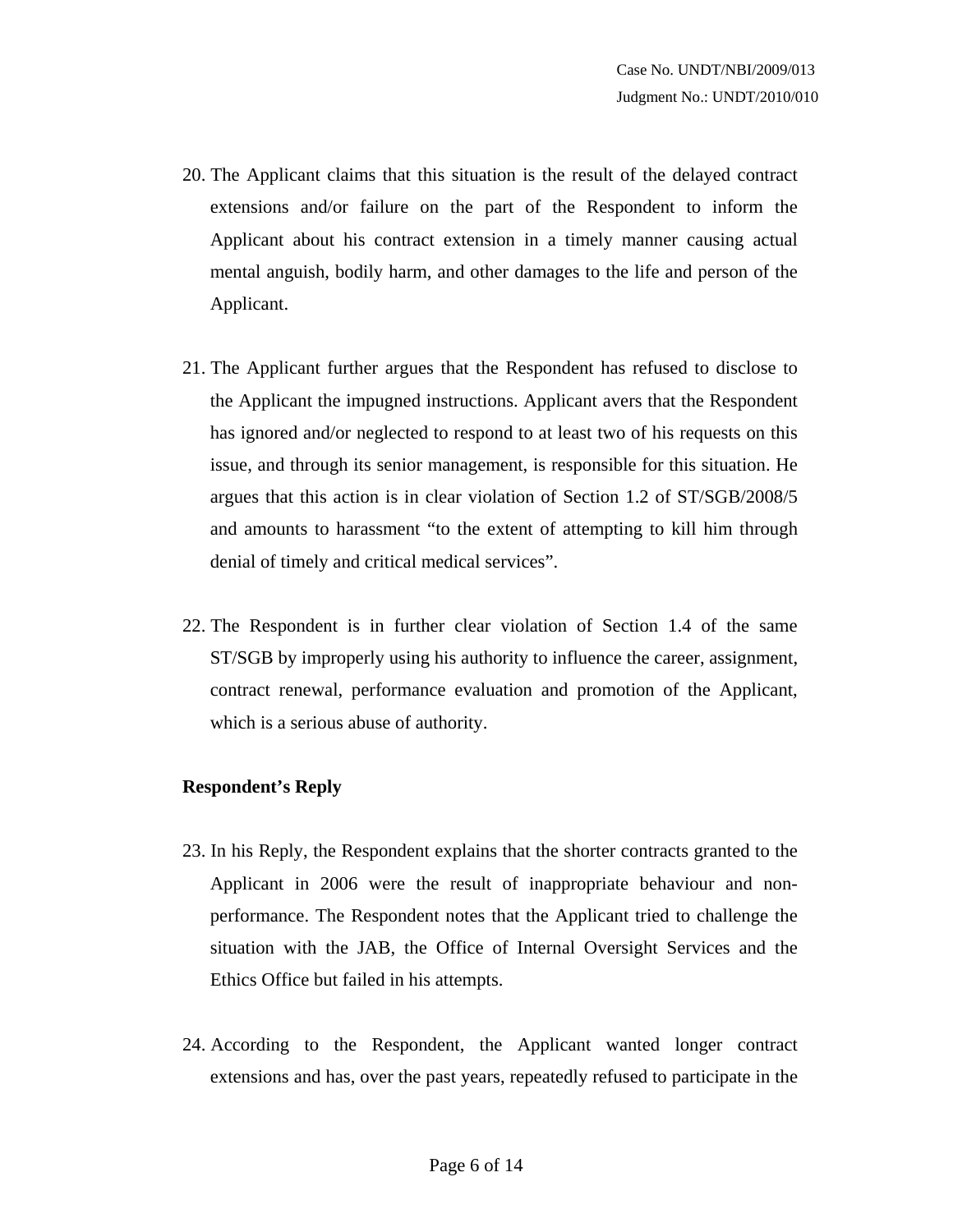20. The Applicant claims that this situation is the result of the delayed contract extensions and/or failure on the part of the Respondent to inform the Applicant about his contract extension in a timely manner causing actual mental anguish, bodily harm, and other damages to the life and person of the Applicant.

21. The Applicant further argues that the Respondent has refused to disclose to the Applicant the impugned instructions. Applicant avers that the Respondent has ignored and/or neglected to respond to at least two of his requests on this issue, and through its senior management, is responsible for this situation. He argues that this action is in clear violation of Section 1.2 of ST/SGB/2008/5 and amounts to harassment "to the extent of attempting to kill him through denial of timely and critical medical services".

22. The Respondent is in further clear violation of Section 1.4 of the same ST/SGB by improperly using his authority to influence the career, assignment, contract renewal, performance evaluation and promotion of the Applicant, which is a serious abuse of authority.

**Respondent's Reply**

23. In his Reply, the Respondent explains that the shorter contracts granted to the Applicant in 2006 were the result of inappropriate behaviour and non-performance. The Respondent notes that the Applicant tried to challenge the situation with the JAB, the Office of Internal Oversight Services and the Ethics Office but failed in his attempts.

24. According to the Respondent, the Applicant wanted longer contract extensions and has, over the past years, repeatedly refused to participate in the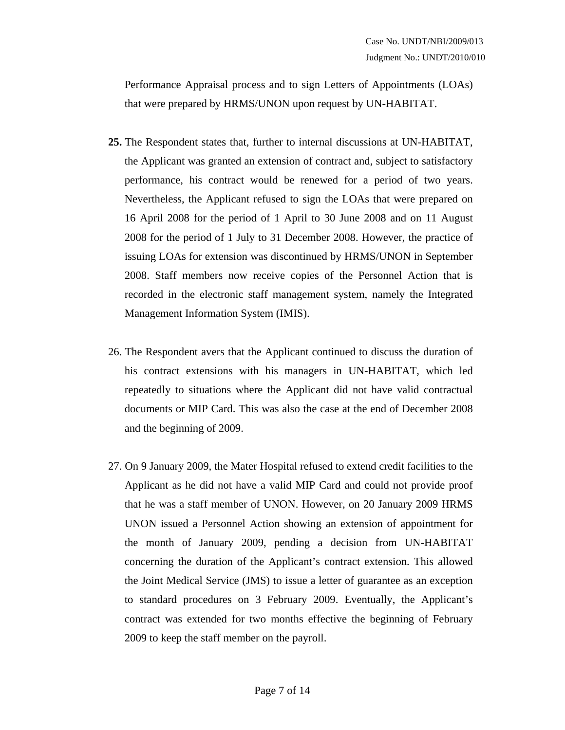Performance Appraisal process and to sign Letters of Appointments (LOAs) that were prepared by HRMS/UNON upon request by UN-HABITAT.

**25.** The Respondent states that, further to internal discussions at UN-HABITAT, the Applicant was granted an extension of contract and, subject to satisfactory performance, his contract would be renewed for a period of two years. Nevertheless, the Applicant refused to sign the LOAs that were prepared on 16 April 2008 for the period of 1 April to 30 June 2008 and on 11 August 2008 for the period of 1 July to 31 December 2008. However, the practice of issuing LOAs for extension was discontinued by HRMS/UNON in September 2008. Staff members now receive copies of the Personnel Action that is recorded in the electronic staff management system, namely the Integrated Management Information System (IMIS).

26. The Respondent avers that the Applicant continued to discuss the duration of his contract extensions with his managers in UN-HABITAT, which led repeatedly to situations where the Applicant did not have valid contractual documents or MIP Card. This was also the case at the end of December 2008 and the beginning of 2009.

27. On 9 January 2009, the Mater Hospital refused to extend credit facilities to the Applicant as he did not have a valid MIP Card and could not provide proof that he was a staff member of UNON. However, on 20 January 2009 HRMS UNON issued a Personnel Action showing an extension of appointment for the month of January 2009, pending a decision from UN-HABITAT concerning the duration of the Applicant's contract extension. This allowed the Joint Medical Service (JMS) to issue a letter of guarantee as an exception to standard procedures on 3 February 2009. Eventually, the Applicant's contract was extended for two months effective the beginning of February 2009 to keep the staff member on the payroll.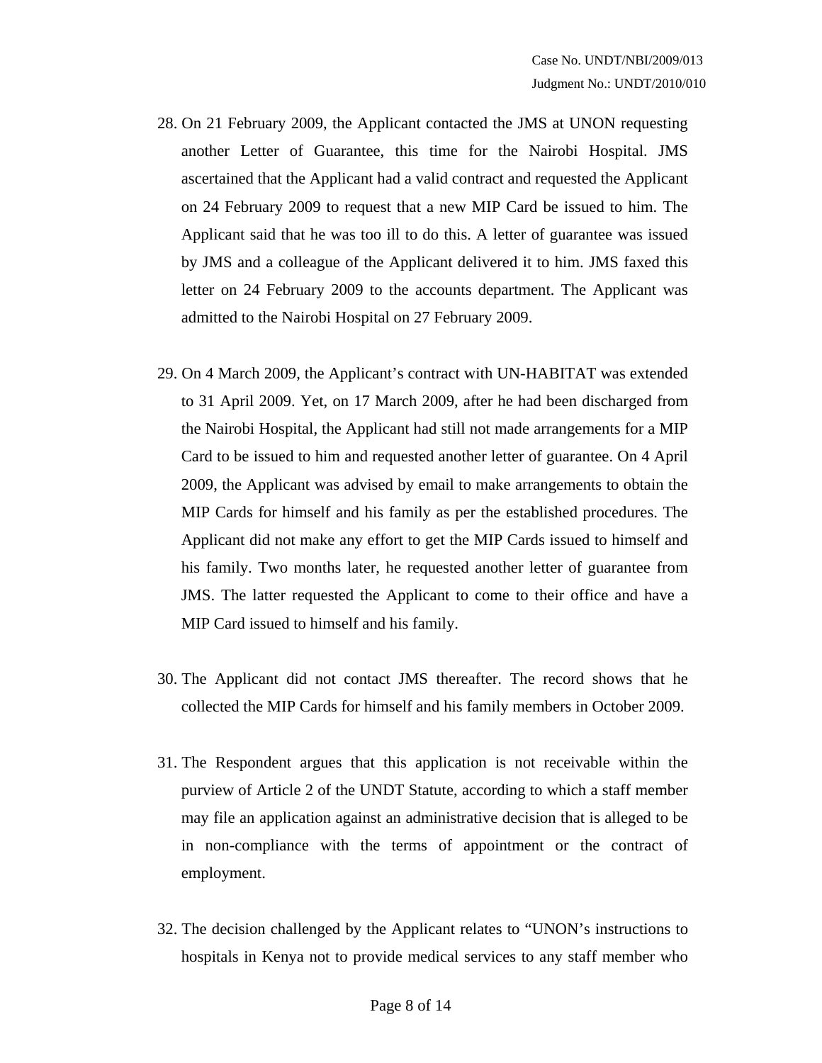28. On 21 February 2009, the Applicant contacted the JMS at UNON requesting another Letter of Guarantee, this time for the Nairobi Hospital. JMS ascertained that the Applicant had a valid contract and requested the Applicant on 24 February 2009 to request that a new MIP Card be issued to him. The Applicant said that he was too ill to do this. A letter of guarantee was issued by JMS and a colleague of the Applicant delivered it to him. JMS faxed this letter on 24 February 2009 to the accounts department. The Applicant was admitted to the Nairobi Hospital on 27 February 2009.

29. On 4 March 2009, the Applicant's contract with UN-HABITAT was extended to 31 April 2009. Yet, on 17 March 2009, after he had been discharged from the Nairobi Hospital, the Applicant had still not made arrangements for a MIP Card to be issued to him and requested another letter of guarantee. On 4 April 2009, the Applicant was advised by email to make arrangements to obtain the MIP Cards for himself and his family as per the established procedures. The Applicant did not make any effort to get the MIP Cards issued to himself and his family. Two months later, he requested another letter of guarantee from JMS. The latter requested the Applicant to come to their office and have a MIP Card issued to himself and his family.

30. The Applicant did not contact JMS thereafter. The record shows that he collected the MIP Cards for himself and his family members in October 2009.

31. The Respondent argues that this application is not receivable within the purview of Article 2 of the UNDT Statute, according to which a staff member may file an application against an administrative decision that is alleged to be in non-compliance with the terms of appointment or the contract of employment.

32. The decision challenged by the Applicant relates to "UNON's instructions to hospitals in Kenya not to provide medical services to any staff member who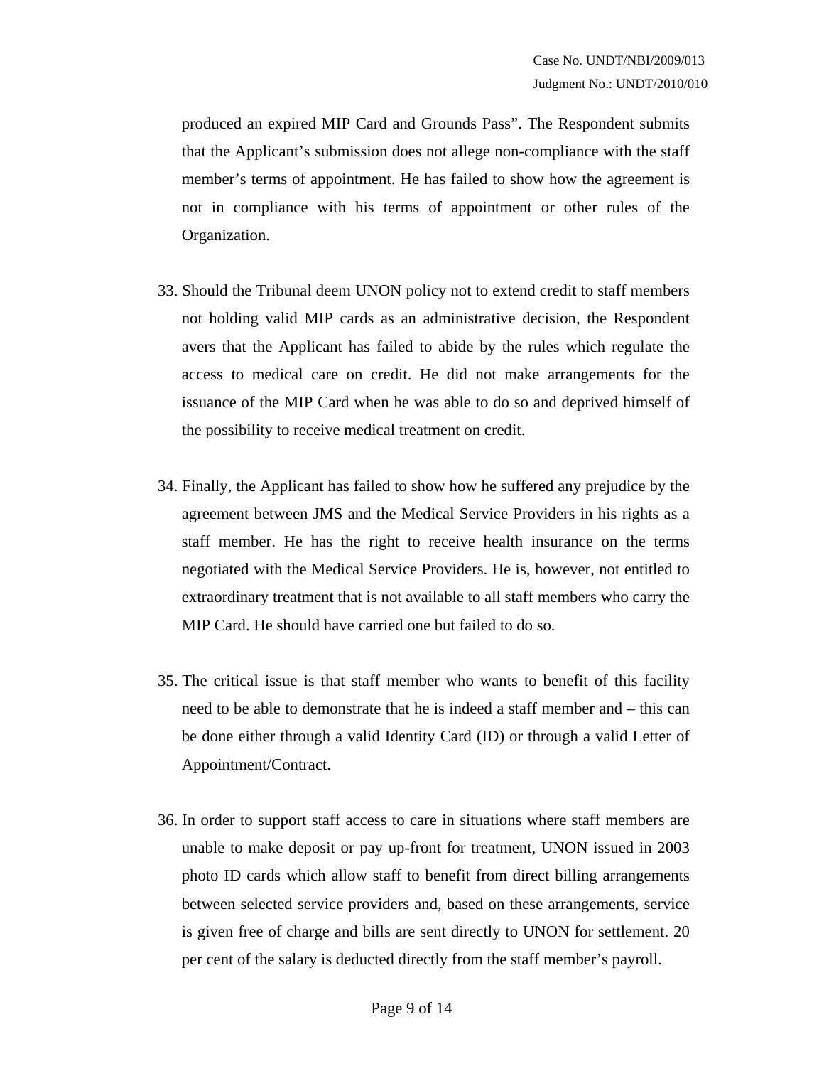produced an expired MIP Card and Grounds Pass". The Respondent submits that the Applicant's submission does not allege non-compliance with the staff member's terms of appointment. He has failed to show how the agreement is not in compliance with his terms of appointment or other rules of the Organization.

33. Should the Tribunal deem UNON policy not to extend credit to staff members not holding valid MIP cards as an administrative decision, the Respondent avers that the Applicant has failed to abide by the rules which regulate the access to medical care on credit. He did not make arrangements for the issuance of the MIP Card when he was able to do so and deprived himself of the possibility to receive medical treatment on credit.

34. Finally, the Applicant has failed to show how he suffered any prejudice by the agreement between JMS and the Medical Service Providers in his rights as a staff member. He has the right to receive health insurance on the terms negotiated with the Medical Service Providers. He is, however, not entitled to extraordinary treatment that is not available to all staff members who carry the MIP Card. He should have carried one but failed to do so.

35. The critical issue is that staff member who wants to benefit of this facility need to be able to demonstrate that he is indeed a staff member and – this can be done either through a valid Identity Card (ID) or through a valid Letter of Appointment/Contract.

36. In order to support staff access to care in situations where staff members are unable to make deposit or pay up-front for treatment, UNON issued in 2003 photo ID cards which allow staff to benefit from direct billing arrangements between selected service providers and, based on these arrangements, service is given free of charge and bills are sent directly to UNON for settlement. 20 per cent of the salary is deducted directly from the staff member's payroll.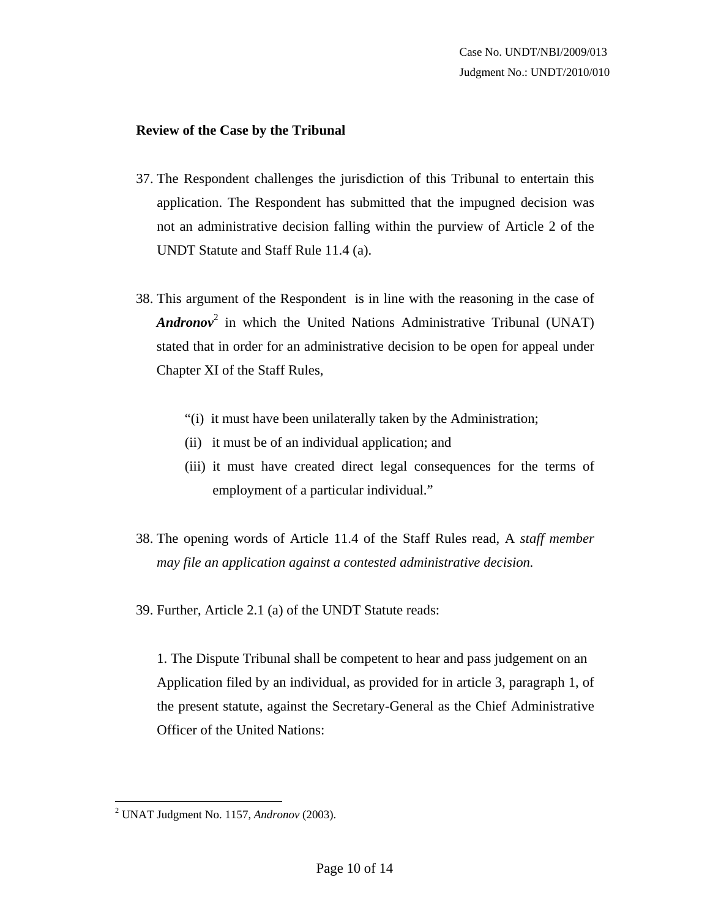**Review of the Case by the Tribunal**

37. The Respondent challenges the jurisdiction of this Tribunal to entertain this application. The Respondent has submitted that the impugned decision was not an administrative decision falling within the purview of Article 2 of the UNDT Statute and Staff Rule 11.4 (a).

38. This argument of the Respondent is in line with the reasoning in the case of ***Andronov***[2] in which the United Nations Administrative Tribunal (UNAT) stated that in order for an administrative decision to be open for appeal under Chapter XI of the Staff Rules,

   "(i) it must have been unilaterally taken by the Administration;
   (ii) it must be of an individual application; and
   (iii) it must have created direct legal consequences for the terms of employment of a particular individual."

38. The opening words of Article 11.4 of the Staff Rules read, A *staff member may file an application against a contested administrative decision.*

39. Further, Article 2.1 (a) of the UNDT Statute reads:

   1. The Dispute Tribunal shall be competent to hear and pass judgement on an Application filed by an individual, as provided for in article 3, paragraph 1, of the present statute, against the Secretary-General as the Chief Administrative Officer of the United Nations:

---

[2] UNAT Judgment No. 1157, *Andronov* (2003).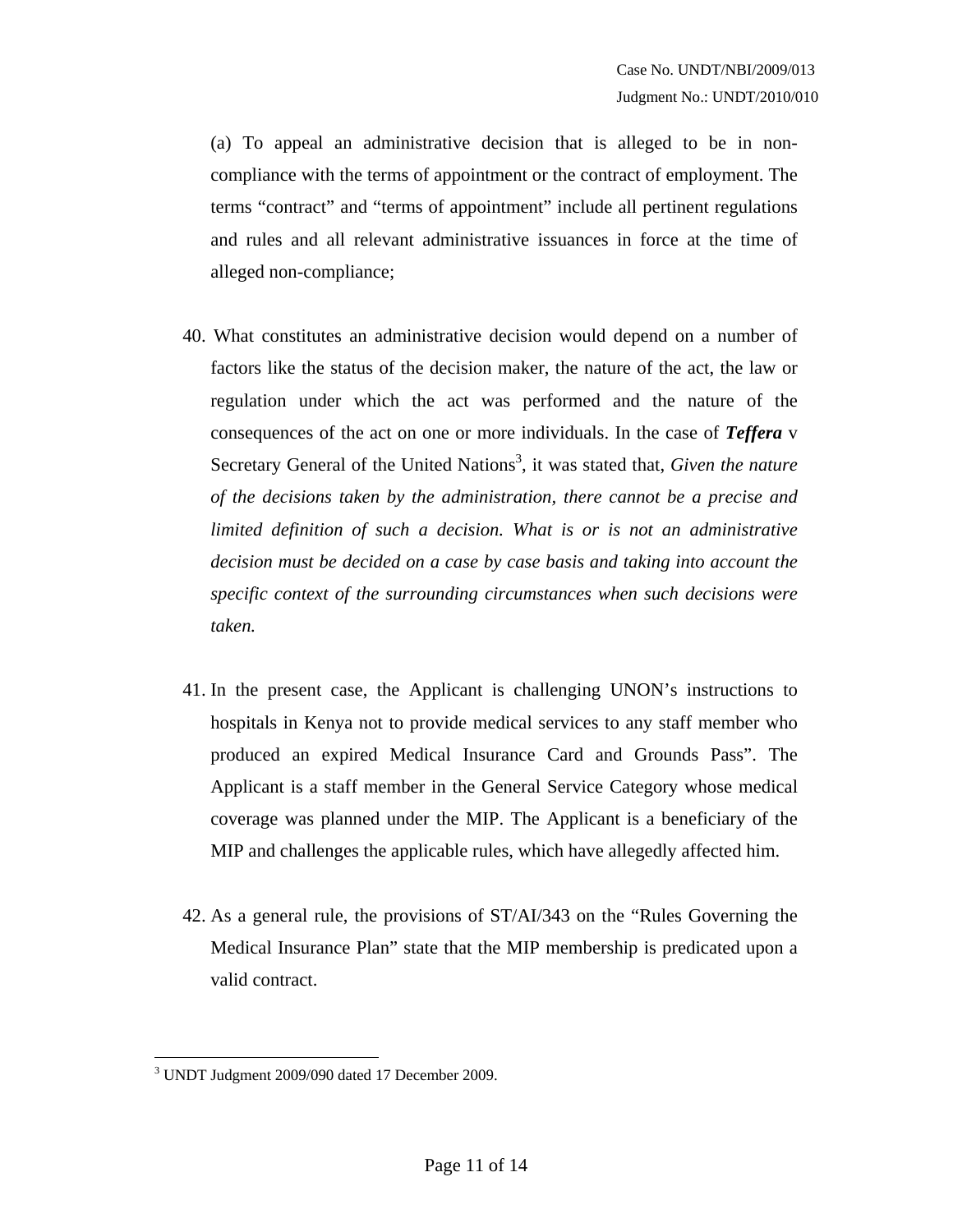(a) To appeal an administrative decision that is alleged to be in non-compliance with the terms of appointment or the contract of employment. The terms “contract” and “terms of appointment” include all pertinent regulations and rules and all relevant administrative issuances in force at the time of alleged non-compliance;

40. What constitutes an administrative decision would depend on a number of factors like the status of the decision maker, the nature of the act, the law or regulation under which the act was performed and the nature of the consequences of the act on one or more individuals. In the case of ***Teffera*** v Secretary General of the United Nations[3], it was stated that, *Given the nature of the decisions taken by the administration, there cannot be a precise and limited definition of such a decision. What is or is not an administrative decision must be decided on a case by case basis and taking into account the specific context of the surrounding circumstances when such decisions were taken.*

41. In the present case, the Applicant is challenging UNON’s instructions to hospitals in Kenya not to provide medical services to any staff member who produced an expired Medical Insurance Card and Grounds Pass”. The Applicant is a staff member in the General Service Category whose medical coverage was planned under the MIP. The Applicant is a beneficiary of the MIP and challenges the applicable rules, which have allegedly affected him.

42. As a general rule, the provisions of ST/AI/343 on the “Rules Governing the Medical Insurance Plan” state that the MIP membership is predicated upon a valid contract.

---

[3] UNDT Judgment 2009/090 dated 17 December 2009.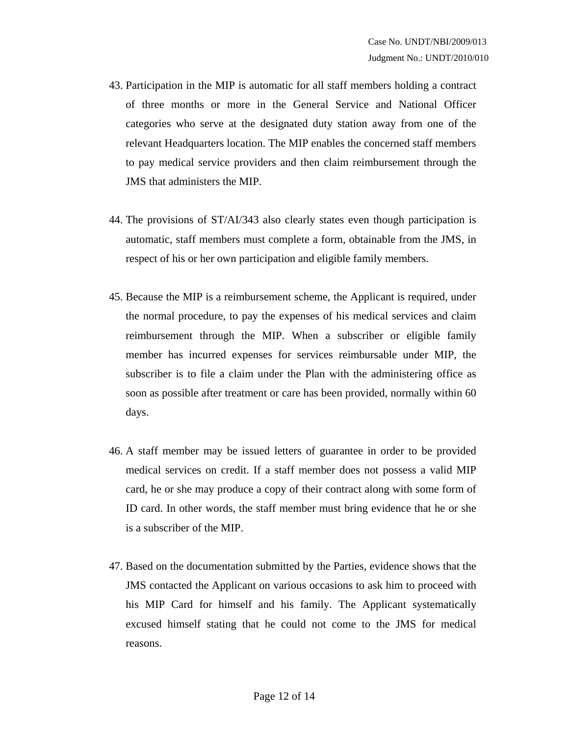43. Participation in the MIP is automatic for all staff members holding a contract of three months or more in the General Service and National Officer categories who serve at the designated duty station away from one of the relevant Headquarters location. The MIP enables the concerned staff members to pay medical service providers and then claim reimbursement through the JMS that administers the MIP.

44. The provisions of ST/AI/343 also clearly states even though participation is automatic, staff members must complete a form, obtainable from the JMS, in respect of his or her own participation and eligible family members.

45. Because the MIP is a reimbursement scheme, the Applicant is required, under the normal procedure, to pay the expenses of his medical services and claim reimbursement through the MIP. When a subscriber or eligible family member has incurred expenses for services reimbursable under MIP, the subscriber is to file a claim under the Plan with the administering office as soon as possible after treatment or care has been provided, normally within 60 days.

46. A staff member may be issued letters of guarantee in order to be provided medical services on credit. If a staff member does not possess a valid MIP card, he or she may produce a copy of their contract along with some form of ID card. In other words, the staff member must bring evidence that he or she is a subscriber of the MIP.

47. Based on the documentation submitted by the Parties, evidence shows that the JMS contacted the Applicant on various occasions to ask him to proceed with his MIP Card for himself and his family. The Applicant systematically excused himself stating that he could not come to the JMS for medical reasons.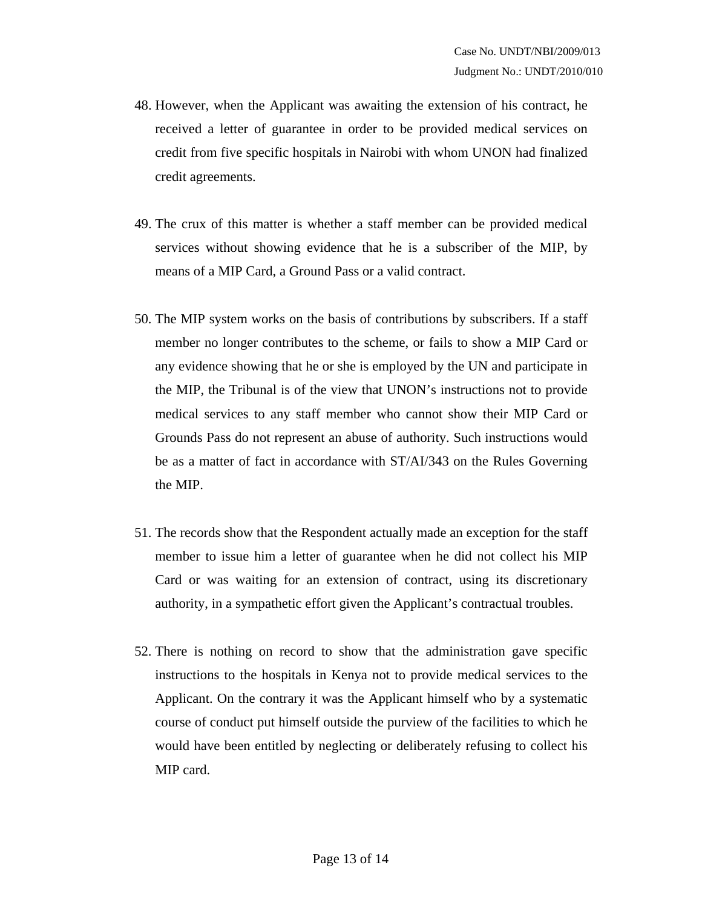48. However, when the Applicant was awaiting the extension of his contract, he received a letter of guarantee in order to be provided medical services on credit from five specific hospitals in Nairobi with whom UNON had finalized credit agreements.

49. The crux of this matter is whether a staff member can be provided medical services without showing evidence that he is a subscriber of the MIP, by means of a MIP Card, a Ground Pass or a valid contract.

50. The MIP system works on the basis of contributions by subscribers. If a staff member no longer contributes to the scheme, or fails to show a MIP Card or any evidence showing that he or she is employed by the UN and participate in the MIP, the Tribunal is of the view that UNON's instructions not to provide medical services to any staff member who cannot show their MIP Card or Grounds Pass do not represent an abuse of authority. Such instructions would be as a matter of fact in accordance with ST/AI/343 on the Rules Governing the MIP.

51. The records show that the Respondent actually made an exception for the staff member to issue him a letter of guarantee when he did not collect his MIP Card or was waiting for an extension of contract, using its discretionary authority, in a sympathetic effort given the Applicant's contractual troubles.

52. There is nothing on record to show that the administration gave specific instructions to the hospitals in Kenya not to provide medical services to the Applicant. On the contrary it was the Applicant himself who by a systematic course of conduct put himself outside the purview of the facilities to which he would have been entitled by neglecting or deliberately refusing to collect his MIP card.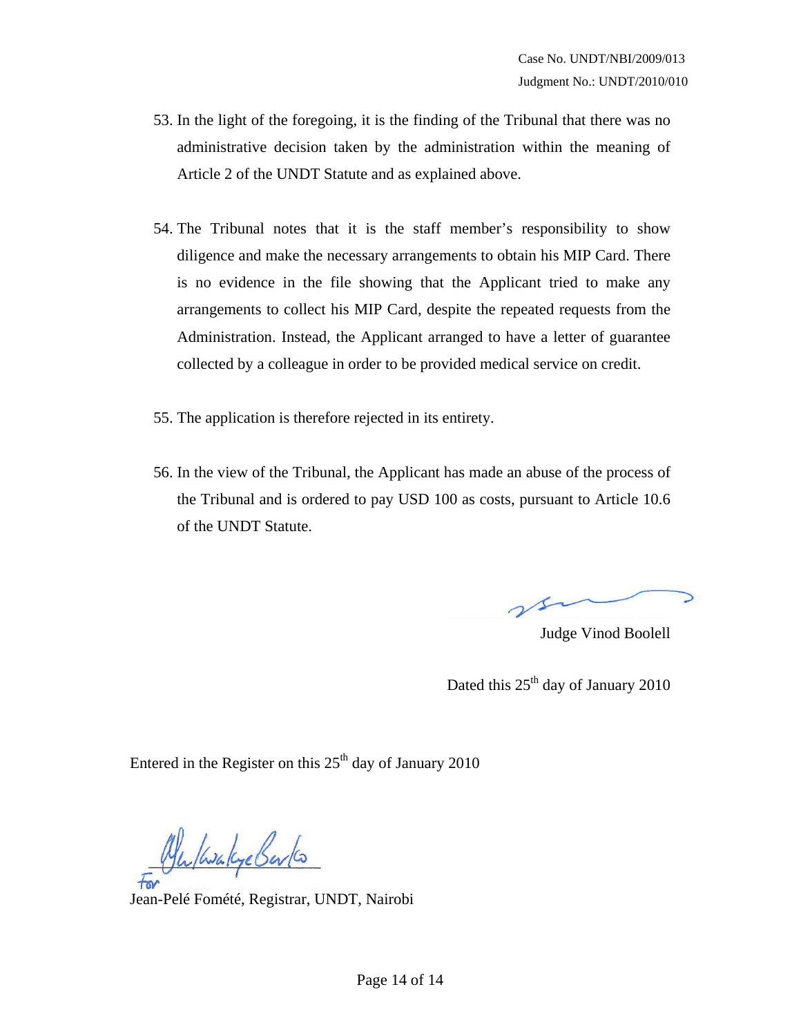53. In the light of the foregoing, it is the finding of the Tribunal that there was no administrative decision taken by the administration within the meaning of Article 2 of the UNDT Statute and as explained above.

54. The Tribunal notes that it is the staff member's responsibility to show diligence and make the necessary arrangements to obtain his MIP Card. There is no evidence in the file showing that the Applicant tried to make any arrangements to collect his MIP Card, despite the repeated requests from the Administration. Instead, the Applicant arranged to have a letter of guarantee collected by a colleague in order to be provided medical service on credit.

55. The application is therefore rejected in its entirety.

56. In the view of the Tribunal, the Applicant has made an abuse of the process of the Tribunal and is ordered to pay USD 100 as costs, pursuant to Article 10.6 of the UNDT Statute.

Judge Vinod Boolell

Dated this 25th day of January 2010

Entered in the Register on this 25th day of January 2010

For

Jean-Pelé Fomété, Registrar, UNDT, Nairobi